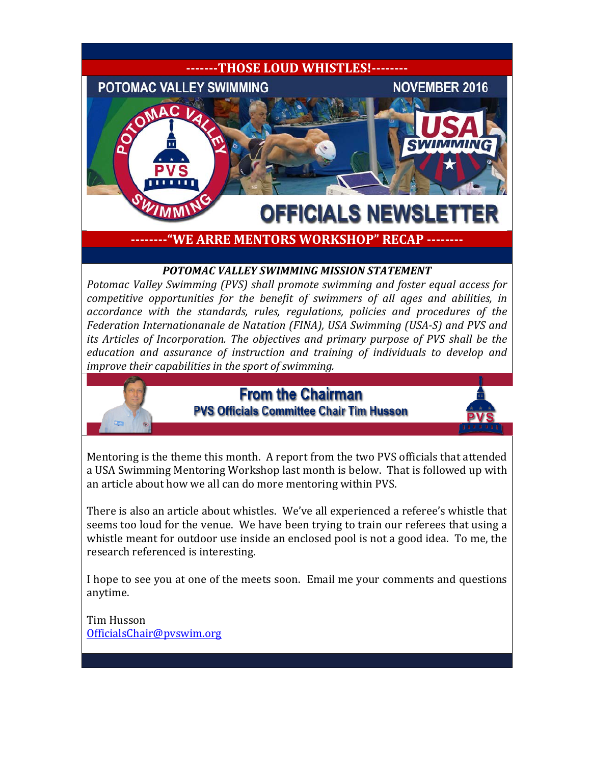-------THOSE LOUD WHISTLES!--------

POTOMAC VALLEY SWIMMING NOVEMBER 2016

# OFFICIALS NEWSLETTER

--------“WE ARRE MENTORS WORKSHOP” RECAP --------

***POTOMAC VALLEY SWIMMING MISSION STATEMENT***

*Potomac Valley Swimming (PVS) shall promote swimming and foster equal access for competitive opportunities for the benefit of swimmers of all ages and abilities, in accordance with the standards, rules, regulations, policies and procedures of the Federation Internationanale de Natation (FINA), USA Swimming (USA-S) and PVS and its Articles of Incorporation. The objectives and primary purpose of PVS shall be the education and assurance of instruction and training of individuals to develop and improve their capabilities in the sport of swimming.*

## From the Chairman

**PVS Officials Committee Chair Tim Husson**

Mentoring is the theme this month. A report from the two PVS officials that attended a USA Swimming Mentoring Workshop last month is below. That is followed up with an article about how we all can do more mentoring within PVS.

There is also an article about whistles. We've all experienced a referee's whistle that seems too loud for the venue. We have been trying to train our referees that using a whistle meant for outdoor use inside an enclosed pool is not a good idea. To me, the research referenced is interesting.

I hope to see you at one of the meets soon. Email me your comments and questions anytime.

Tim Husson
OfficialsChair@pvswim.org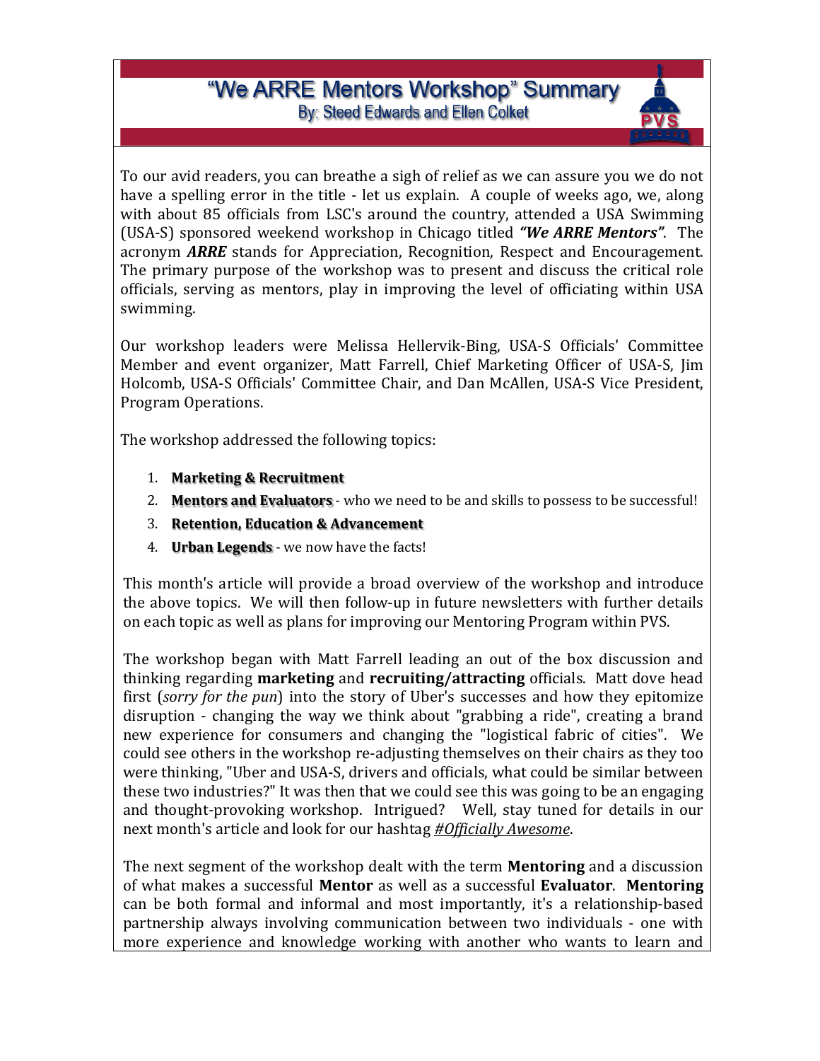# "We ARRE Mentors Workshop" Summary

By: Steed Edwards and Ellen Colket

To our avid readers, you can breathe a sigh of relief as we can assure you we do not have a spelling error in the title - let us explain. A couple of weeks ago, we, along with about 85 officials from LSC's around the country, attended a USA Swimming (USA-S) sponsored weekend workshop in Chicago titled ***"We ARRE Mentors"***. The acronym ***ARRE*** stands for Appreciation, Recognition, Respect and Encouragement. The primary purpose of the workshop was to present and discuss the critical role officials, serving as mentors, play in improving the level of officiating within USA swimming.

Our workshop leaders were Melissa Hellervik-Bing, USA-S Officials' Committee Member and event organizer, Matt Farrell, Chief Marketing Officer of USA-S, Jim Holcomb, USA-S Officials' Committee Chair, and Dan McAllen, USA-S Vice President, Program Operations.

The workshop addressed the following topics:

1. **Marketing & Recruitment**
2. **Mentors and Evaluators** - who we need to be and skills to possess to be successful!
3. **Retention, Education & Advancement**
4. **Urban Legends** - we now have the facts!

This month's article will provide a broad overview of the workshop and introduce the above topics. We will then follow-up in future newsletters with further details on each topic as well as plans for improving our Mentoring Program within PVS.

The workshop began with Matt Farrell leading an out of the box discussion and thinking regarding **marketing** and **recruiting/attracting** officials. Matt dove head first (*sorry for the pun*) into the story of Uber's successes and how they epitomize disruption - changing the way we think about "grabbing a ride", creating a brand new experience for consumers and changing the "logistical fabric of cities". We could see others in the workshop re-adjusting themselves on their chairs as they too were thinking, "Uber and USA-S, drivers and officials, what could be similar between these two industries?" It was then that we could see this was going to be an engaging and thought-provoking workshop. Intrigued? Well, stay tuned for details in our next month's article and look for our hashtag *#Officially Awesome*.

The next segment of the workshop dealt with the term **Mentoring** and a discussion of what makes a successful **Mentor** as well as a successful **Evaluator**. **Mentoring** can be both formal and informal and most importantly, it's a relationship-based partnership always involving communication between two individuals - one with more experience and knowledge working with another who wants to learn and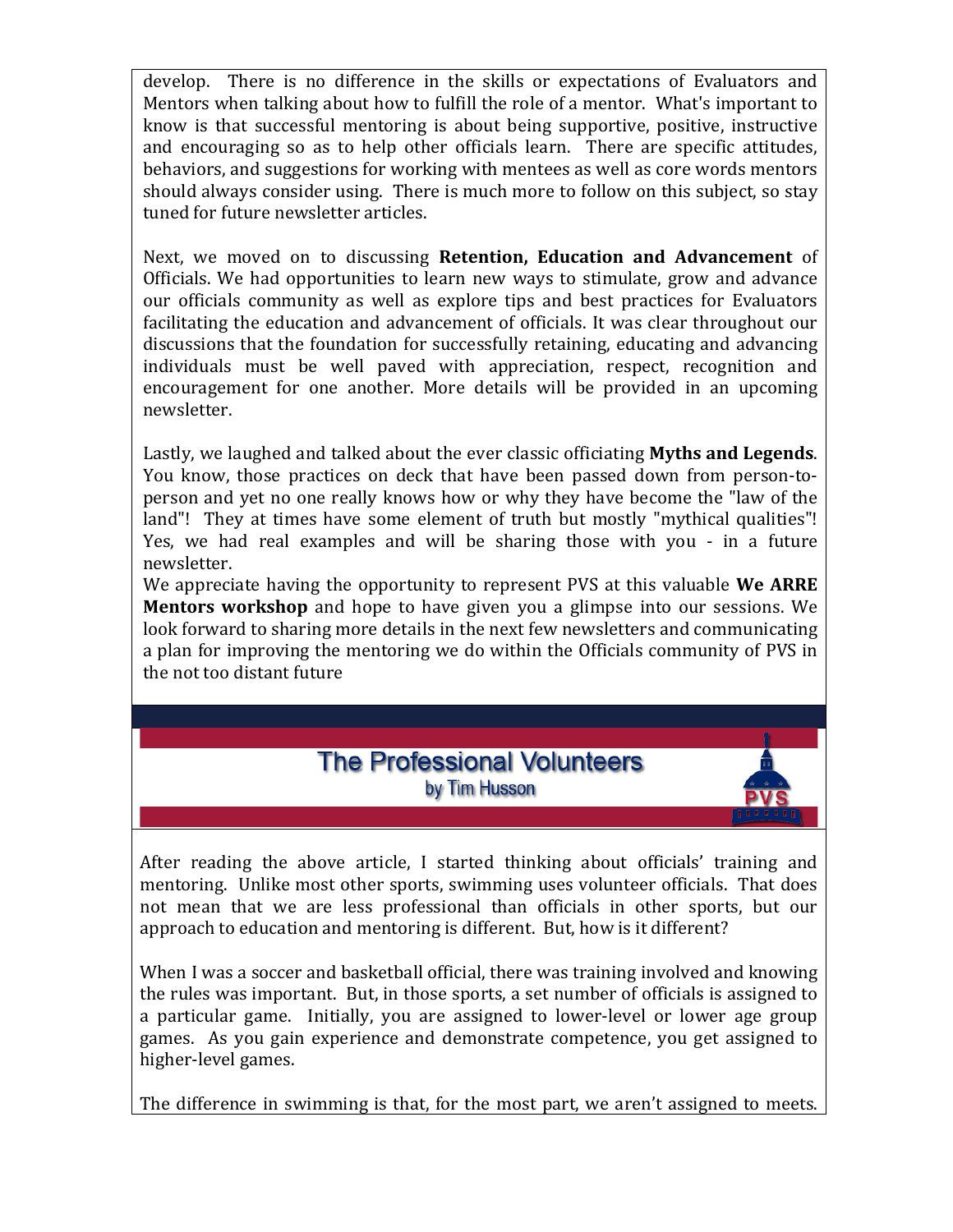develop. There is no difference in the skills or expectations of Evaluators and Mentors when talking about how to fulfill the role of a mentor. What's important to know is that successful mentoring is about being supportive, positive, instructive and encouraging so as to help other officials learn. There are specific attitudes, behaviors, and suggestions for working with mentees as well as core words mentors should always consider using. There is much more to follow on this subject, so stay tuned for future newsletter articles.

Next, we moved on to discussing **Retention, Education and Advancement** of Officials. We had opportunities to learn new ways to stimulate, grow and advance our officials community as well as explore tips and best practices for Evaluators facilitating the education and advancement of officials. It was clear throughout our discussions that the foundation for successfully retaining, educating and advancing individuals must be well paved with appreciation, respect, recognition and encouragement for one another. More details will be provided in an upcoming newsletter.

Lastly, we laughed and talked about the ever classic officiating **Myths and Legends**. You know, those practices on deck that have been passed down from person-to-person and yet no one really knows how or why they have become the "law of the land"! They at times have some element of truth but mostly "mythical qualities"! Yes, we had real examples and will be sharing those with you - in a future newsletter.

We appreciate having the opportunity to represent PVS at this valuable **We ARRE Mentors workshop** and hope to have given you a glimpse into our sessions. We look forward to sharing more details in the next few newsletters and communicating a plan for improving the mentoring we do within the Officials community of PVS in the not too distant future

## The Professional Volunteers

by Tim Husson

After reading the above article, I started thinking about officials' training and mentoring. Unlike most other sports, swimming uses volunteer officials. That does not mean that we are less professional than officials in other sports, but our approach to education and mentoring is different. But, how is it different?

When I was a soccer and basketball official, there was training involved and knowing the rules was important. But, in those sports, a set number of officials is assigned to a particular game. Initially, you are assigned to lower-level or lower age group games. As you gain experience and demonstrate competence, you get assigned to higher-level games.

The difference in swimming is that, for the most part, we aren't assigned to meets.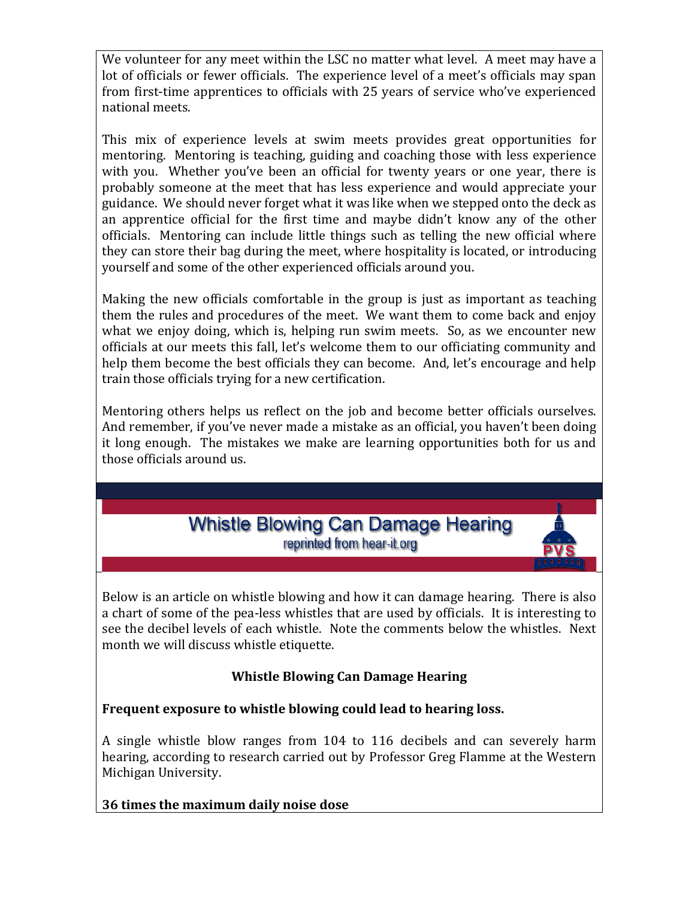We volunteer for any meet within the LSC no matter what level. A meet may have a lot of officials or fewer officials. The experience level of a meet's officials may span from first-time apprentices to officials with 25 years of service who've experienced national meets.

This mix of experience levels at swim meets provides great opportunities for mentoring. Mentoring is teaching, guiding and coaching those with less experience with you. Whether you've been an official for twenty years or one year, there is probably someone at the meet that has less experience and would appreciate your guidance. We should never forget what it was like when we stepped onto the deck as an apprentice official for the first time and maybe didn't know any of the other officials. Mentoring can include little things such as telling the new official where they can store their bag during the meet, where hospitality is located, or introducing yourself and some of the other experienced officials around you.

Making the new officials comfortable in the group is just as important as teaching them the rules and procedures of the meet. We want them to come back and enjoy what we enjoy doing, which is, helping run swim meets. So, as we encounter new officials at our meets this fall, let's welcome them to our officiating community and help them become the best officials they can become. And, let's encourage and help train those officials trying for a new certification.

Mentoring others helps us reflect on the job and become better officials ourselves. And remember, if you've never made a mistake as an official, you haven't been doing it long enough. The mistakes we make are learning opportunities both for us and those officials around us.

## Whistle Blowing Can Damage Hearing

reprinted from hear-it.org

Below is an article on whistle blowing and how it can damage hearing. There is also a chart of some of the pea-less whistles that are used by officials. It is interesting to see the decibel levels of each whistle. Note the comments below the whistles. Next month we will discuss whistle etiquette.

### Whistle Blowing Can Damage Hearing

**Frequent exposure to whistle blowing could lead to hearing loss.**

A single whistle blow ranges from 104 to 116 decibels and can severely harm hearing, according to research carried out by Professor Greg Flamme at the Western Michigan University.

**36 times the maximum daily noise dose**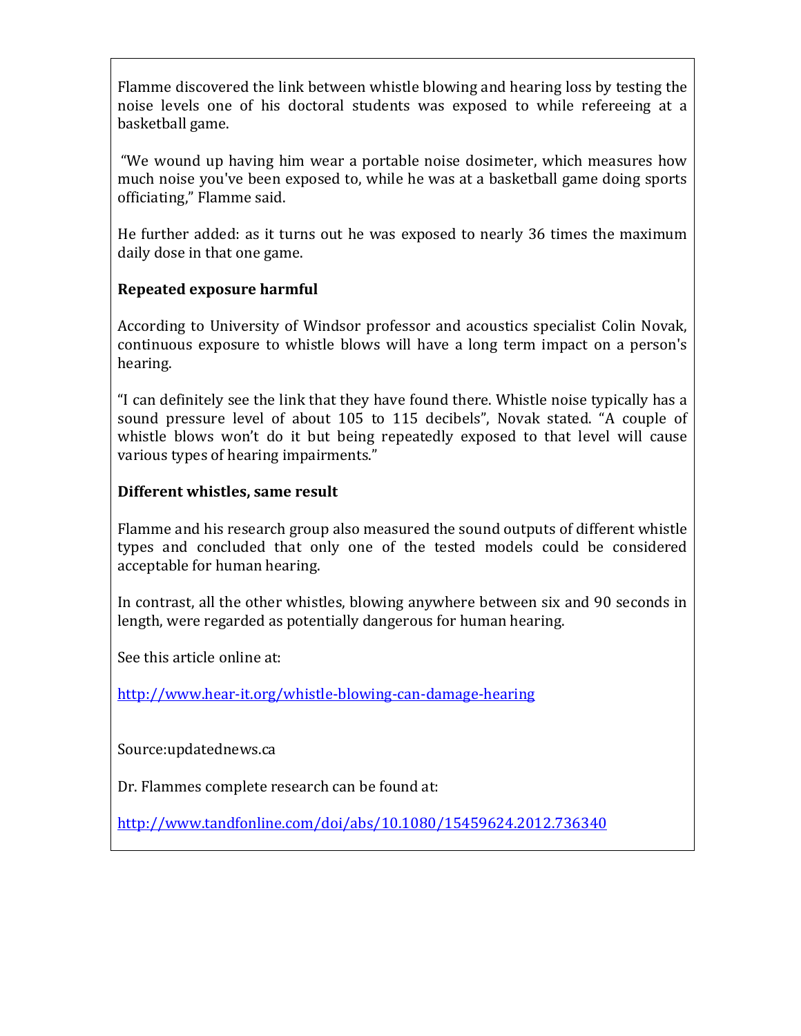Flamme discovered the link between whistle blowing and hearing loss by testing the noise levels one of his doctoral students was exposed to while refereeing at a basketball game.

"We wound up having him wear a portable noise dosimeter, which measures how much noise you've been exposed to, while he was at a basketball game doing sports officiating," Flamme said.

He further added: as it turns out he was exposed to nearly 36 times the maximum daily dose in that one game.

**Repeated exposure harmful**

According to University of Windsor professor and acoustics specialist Colin Novak, continuous exposure to whistle blows will have a long term impact on a person's hearing.

"I can definitely see the link that they have found there. Whistle noise typically has a sound pressure level of about 105 to 115 decibels", Novak stated. "A couple of whistle blows won't do it but being repeatedly exposed to that level will cause various types of hearing impairments."

**Different whistles, same result**

Flamme and his research group also measured the sound outputs of different whistle types and concluded that only one of the tested models could be considered acceptable for human hearing.

In contrast, all the other whistles, blowing anywhere between six and 90 seconds in length, were regarded as potentially dangerous for human hearing.

See this article online at:

http://www.hear-it.org/whistle-blowing-can-damage-hearing

Source:updatednews.ca

Dr. Flammes complete research can be found at:

http://www.tandfonline.com/doi/abs/10.1080/15459624.2012.736340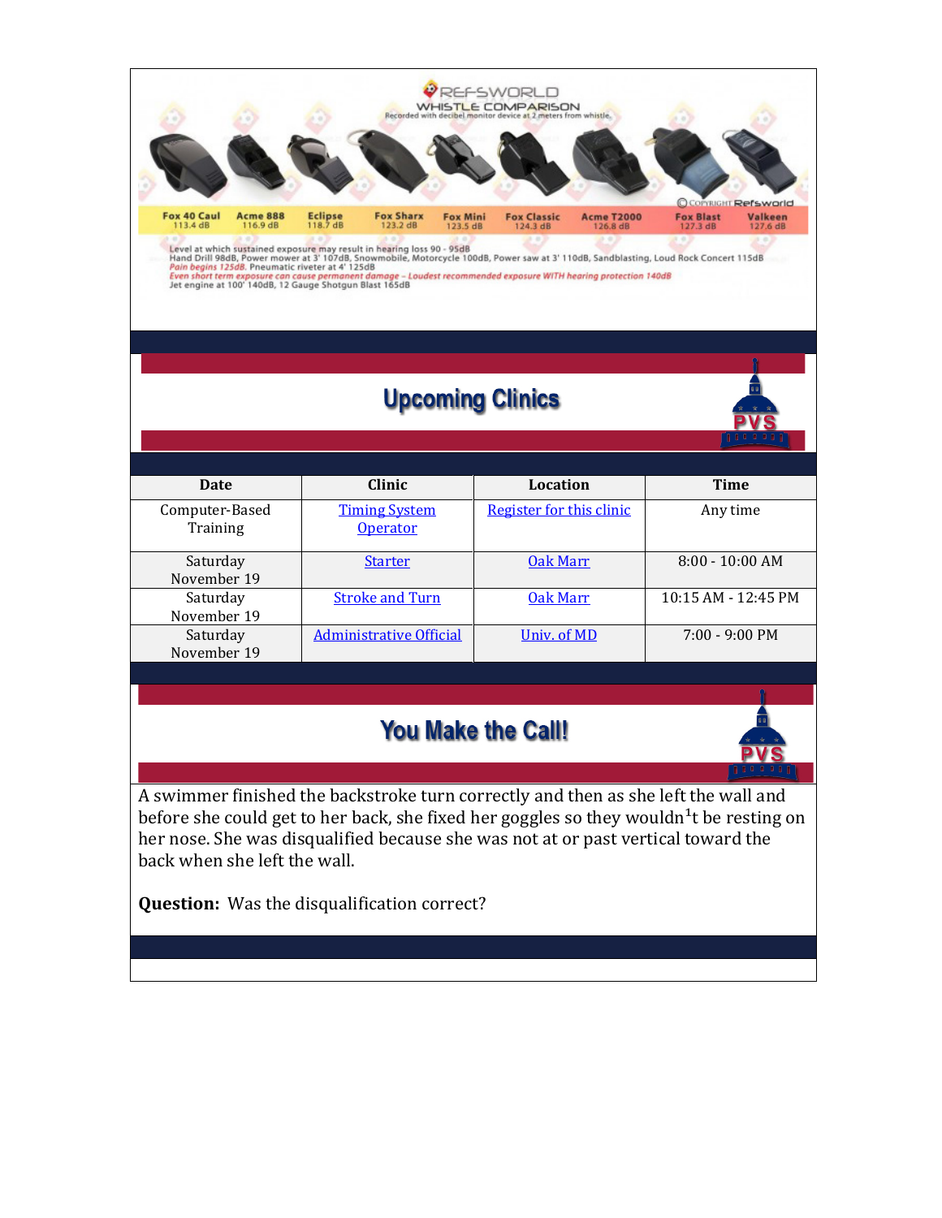REFSWORLD
WHISTLE COMPARISON
Recorded with decibel monitor device at 2 meters from whistle.

| Fox 40 Caul | Acme 888 | Eclipse | Fox Sharx | Fox Mini | Fox Classic | Acme T2000 | Fox Blast | Valkeen |
|---|---|---|---|---|---|---|---|---|
| 113.4 dB | 116.9 dB | 118.7 dB | 123.2 dB | 123.5 dB | 124.3 dB | 126.8 dB | 127.3 dB | 127.6 dB |

© Copyright Refsworld

Level at which sustained exposure may result in hearing loss 90 - 95dB
Hand Drill 98dB, Power mower at 3' 107dB, Snowmobile, Motorcycle 100dB, Power saw at 3' 110dB, Sandblasting, Loud Rock Concert 115dB
*Pain begins 125dB.* Pneumatic riveter at 4' 125dB
*Even short term exposure can cause permanent damage – Loudest recommended exposure WITH hearing protection 140dB*
Jet engine at 100' 140dB, 12 Gauge Shotgun Blast 165dB

## Upcoming Clinics

| Date | Clinic | Location | Time |
|---|---|---|---|
| Computer-Based Training | Timing System Operator | Register for this clinic | Any time |
| Saturday November 19 | Starter | Oak Marr | 8:00 - 10:00 AM |
| Saturday November 19 | Stroke and Turn | Oak Marr | 10:15 AM - 12:45 PM |
| Saturday November 19 | Administrative Official | Univ. of MD | 7:00 - 9:00 PM |

## You Make the Call!

A swimmer finished the backstroke turn correctly and then as she left the wall and before she could get to her back, she fixed her goggles so they wouldn't be resting on her nose. She was disqualified because she was not at or past vertical toward the back when she left the wall.

**Question:** Was the disqualification correct?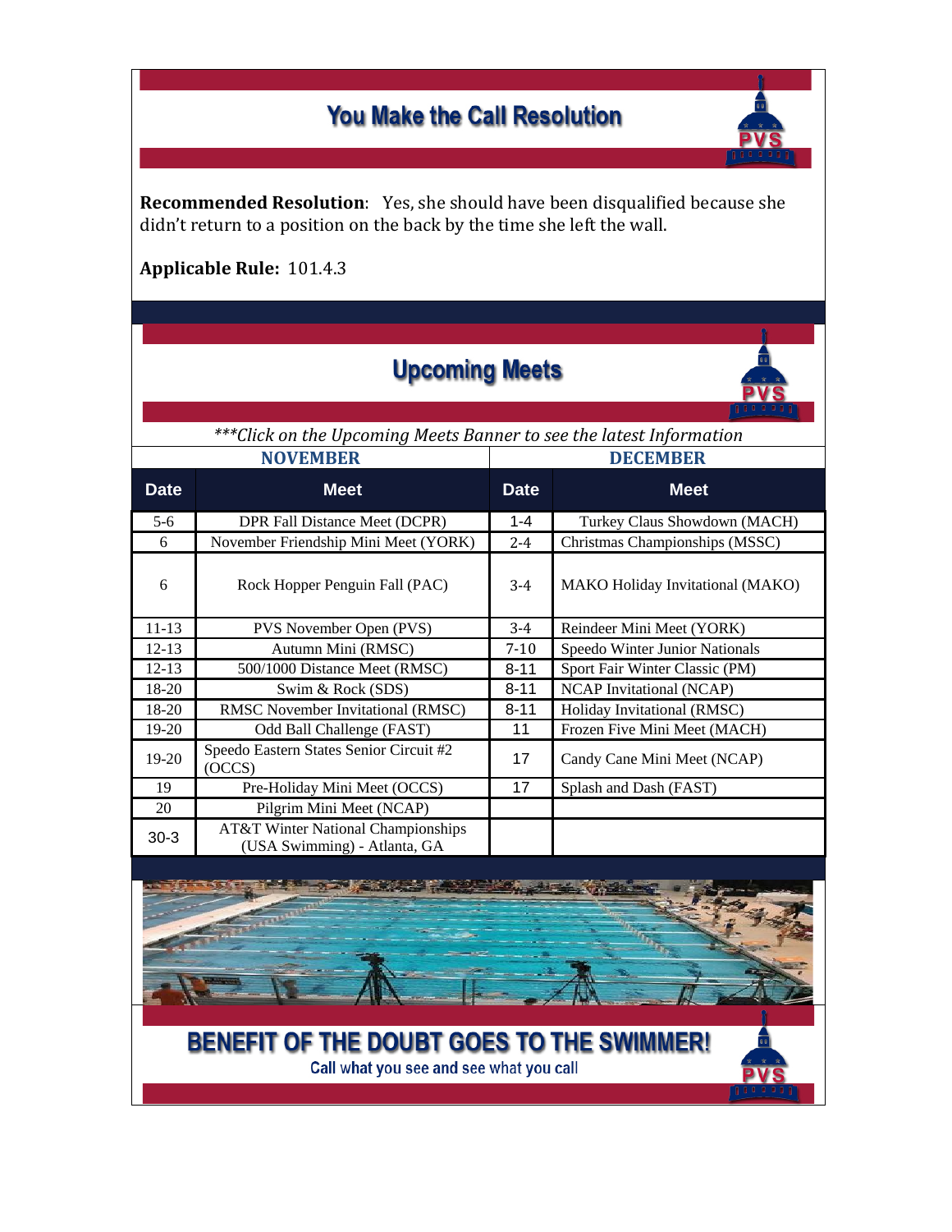## You Make the Call Resolution

**Recommended Resolution**: Yes, she should have been disqualified because she didn't return to a position on the back by the time she left the wall.

**Applicable Rule:** 101.4.3

## Upcoming Meets

*\*\*\*Click on the Upcoming Meets Banner to see the latest Information*

| NOVEMBER | | DECEMBER | |
|---|---|---|---|
| **Date** | **Meet** | **Date** | **Meet** |
| 5-6 | DPR Fall Distance Meet (DCPR) | 1-4 | Turkey Claus Showdown (MACH) |
| 6 | November Friendship Mini Meet (YORK) | 2-4 | Christmas Championships (MSSC) |
| 6 | Rock Hopper Penguin Fall (PAC) | 3-4 | MAKO Holiday Invitational (MAKO) |
| 11-13 | PVS November Open (PVS) | 3-4 | Reindeer Mini Meet (YORK) |
| 12-13 | Autumn Mini (RMSC) | 7-10 | Speedo Winter Junior Nationals |
| 12-13 | 500/1000 Distance Meet (RMSC) | 8-11 | Sport Fair Winter Classic (PM) |
| 18-20 | Swim & Rock (SDS) | 8-11 | NCAP Invitational (NCAP) |
| 18-20 | RMSC November Invitational (RMSC) | 8-11 | Holiday Invitational (RMSC) |
| 19-20 | Odd Ball Challenge (FAST) | 11 | Frozen Five Mini Meet (MACH) |
| 19-20 | Speedo Eastern States Senior Circuit #2 (OCCS) | 17 | Candy Cane Mini Meet (NCAP) |
| 19 | Pre-Holiday Mini Meet (OCCS) | 17 | Splash and Dash (FAST) |
| 20 | Pilgrim Mini Meet (NCAP) | | |
| 30-3 | AT&T Winter National Championships (USA Swimming) - Atlanta, GA | | |

**BENEFIT OF THE DOUBT GOES TO THE SWIMMER!**

Call what you see and see what you call